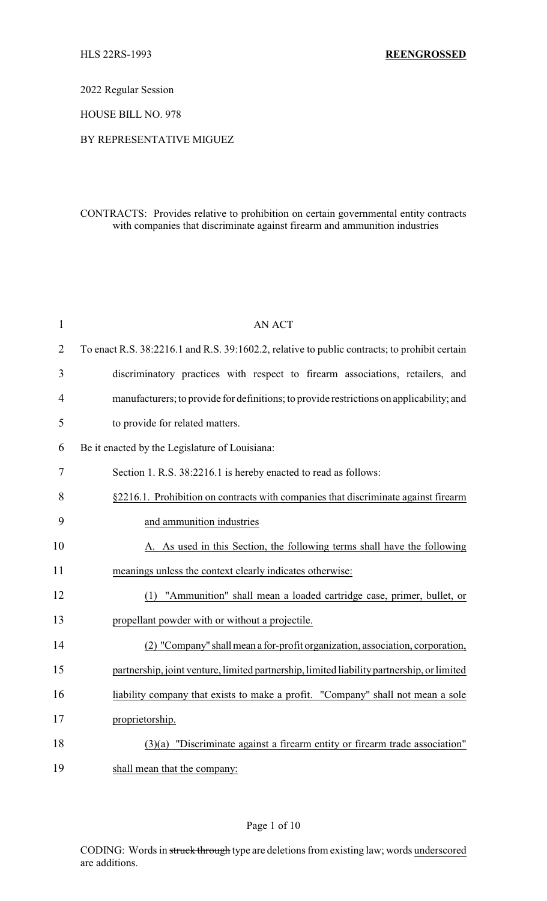HLS 22RS-1993 **REENGROSSED**

2022 Regular Session

HOUSE BILL NO. 978

BY REPRESENTATIVE MIGUEZ

CONTRACTS: Provides relative to prohibition on certain governmental entity contracts with companies that discriminate against firearm and ammunition industries

AN ACT

To enact R.S. 38:2216.1 and R.S. 39:1602.2, relative to public contracts; to prohibit certain discriminatory practices with respect to firearm associations, retailers, and manufacturers; to provide for definitions; to provide restrictions on applicability; and to provide for related matters.

Be it enacted by the Legislature of Louisiana:

Section 1. R.S. 38:2216.1 is hereby enacted to read as follows:

<u>§2216.1. Prohibition on contracts with companies that discriminate against firearm and ammunition industries</u>

<u>A. As used in this Section, the following terms shall have the following meanings unless the context clearly indicates otherwise:</u>

<u>(1) "Ammunition" shall mean a loaded cartridge case, primer, bullet, or propellant powder with or without a projectile.</u>

<u>(2) "Company" shall mean a for-profit organization, association, corporation, partnership, joint venture, limited partnership, limited liability partnership, or limited liability company that exists to make a profit. "Company" shall not mean a sole proprietorship.</u>

<u>(3)(a) "Discriminate against a firearm entity or firearm trade association" shall mean that the company:</u>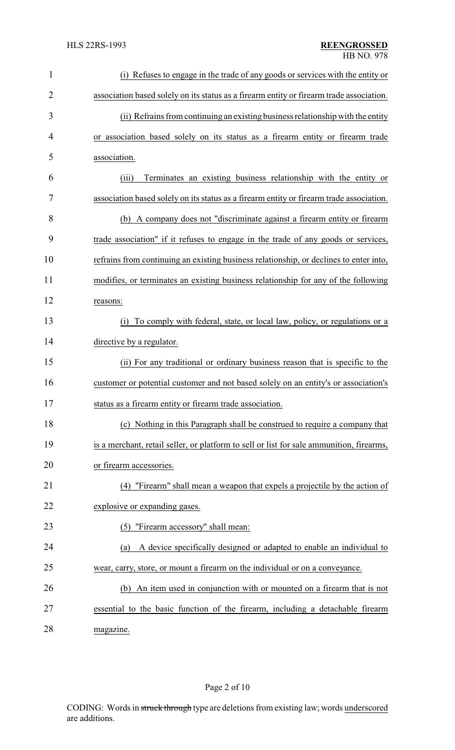(i) Refuses to engage in the trade of any goods or services with the entity or association based solely on its status as a firearm entity or firearm trade association.

(ii) Refrains from continuing an existing business relationship with the entity or association based solely on its status as a firearm entity or firearm trade association.

(iii) Terminates an existing business relationship with the entity or association based solely on its status as a firearm entity or firearm trade association.

(b) A company does not "discriminate against a firearm entity or firearm trade association" if it refuses to engage in the trade of any goods or services, refrains from continuing an existing business relationship, or declines to enter into, modifies, or terminates an existing business relationship for any of the following reasons:

(i) To comply with federal, state, or local law, policy, or regulations or a directive by a regulator.

(ii) For any traditional or ordinary business reason that is specific to the customer or potential customer and not based solely on an entity's or association's status as a firearm entity or firearm trade association.

(c) Nothing in this Paragraph shall be construed to require a company that is a merchant, retail seller, or platform to sell or list for sale ammunition, firearms, or firearm accessories.

(4) "Firearm" shall mean a weapon that expels a projectile by the action of explosive or expanding gases.

(5) "Firearm accessory" shall mean:

(a) A device specifically designed or adapted to enable an individual to wear, carry, store, or mount a firearm on the individual or on a conveyance.

(b) An item used in conjunction with or mounted on a firearm that is not essential to the basic function of the firearm, including a detachable firearm magazine.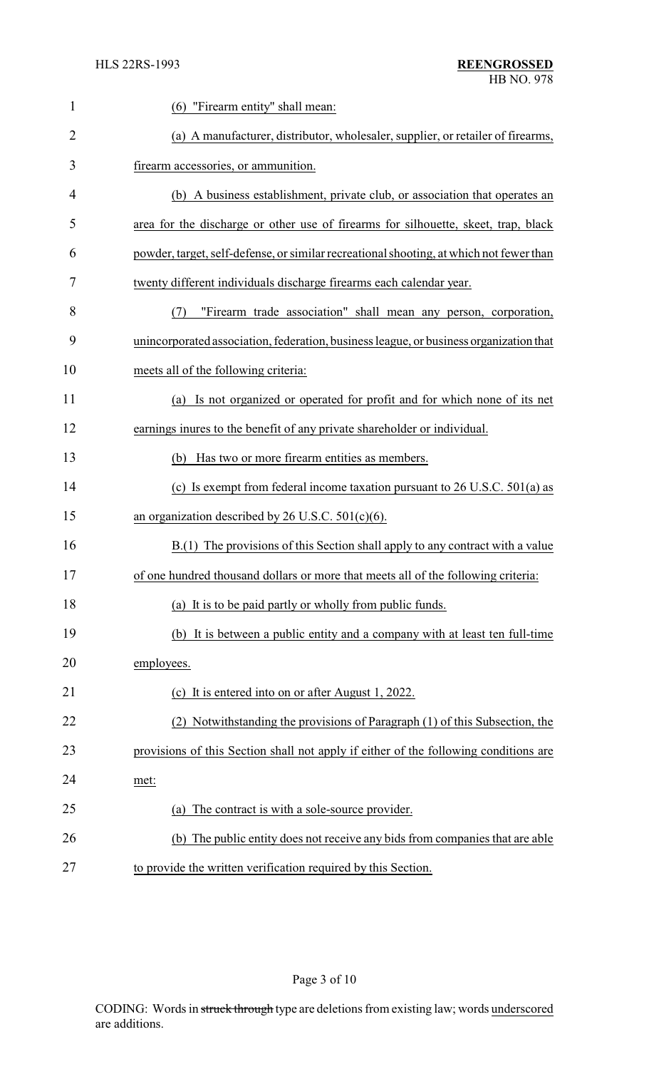(6) "Firearm entity" shall mean:

(a) A manufacturer, distributor, wholesaler, supplier, or retailer of firearms, firearm accessories, or ammunition.

(b) A business establishment, private club, or association that operates an area for the discharge or other use of firearms for silhouette, skeet, trap, black powder, target, self-defense, or similar recreational shooting, at which not fewer than twenty different individuals discharge firearms each calendar year.

(7) "Firearm trade association" shall mean any person, corporation, unincorporated association, federation, business league, or business organization that meets all of the following criteria:

(a) Is not organized or operated for profit and for which none of its net earnings inures to the benefit of any private shareholder or individual.

(b) Has two or more firearm entities as members.

(c) Is exempt from federal income taxation pursuant to 26 U.S.C. 501(a) as an organization described by 26 U.S.C. 501(c)(6).

B.(1) The provisions of this Section shall apply to any contract with a value of one hundred thousand dollars or more that meets all of the following criteria:

(a) It is to be paid partly or wholly from public funds.

(b) It is between a public entity and a company with at least ten full-time employees.

(c) It is entered into on or after August 1, 2022.

(2) Notwithstanding the provisions of Paragraph (1) of this Subsection, the provisions of this Section shall not apply if either of the following conditions are met:

(a) The contract is with a sole-source provider.

(b) The public entity does not receive any bids from companies that are able to provide the written verification required by this Section.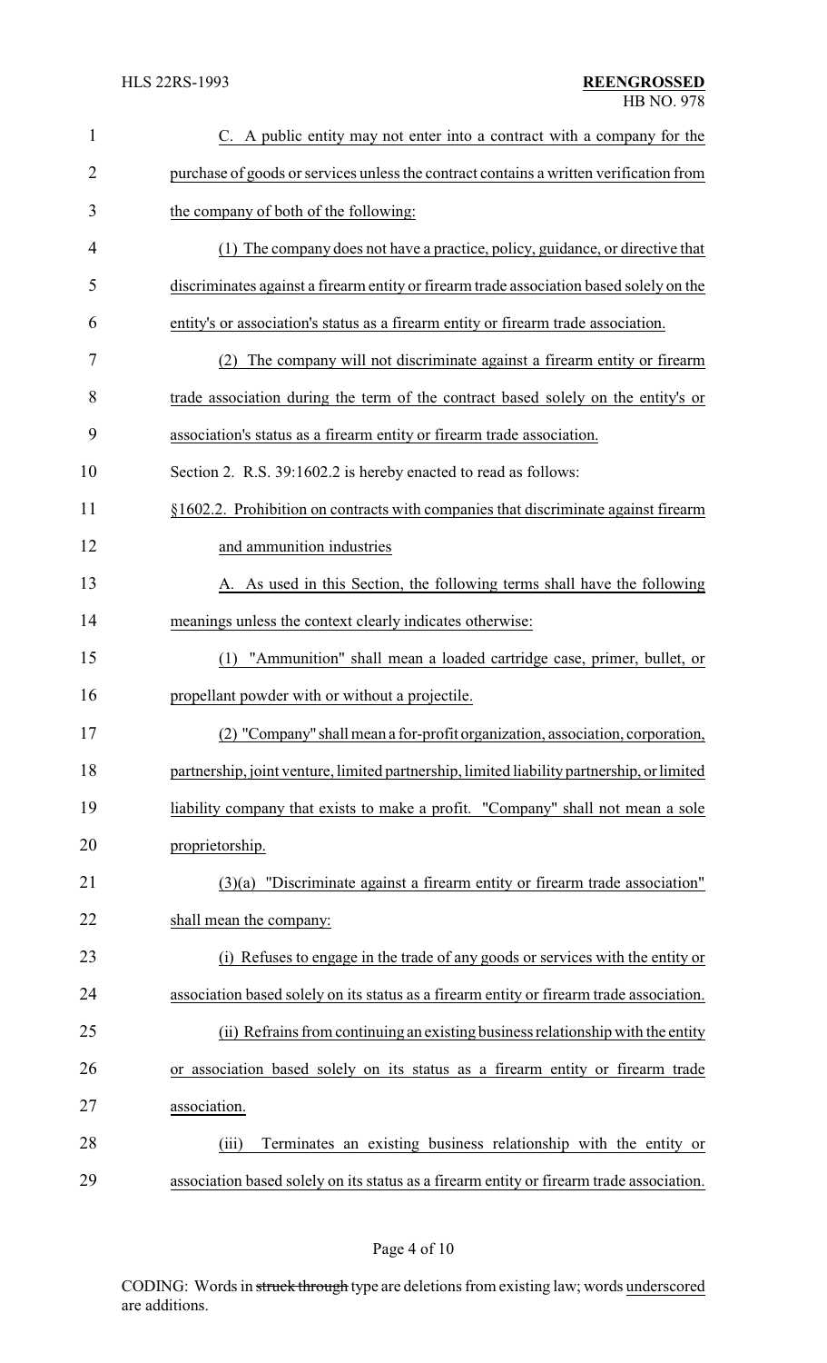C. A public entity may not enter into a contract with a company for the purchase of goods or services unless the contract contains a written verification from the company of both of the following:

(1) The company does not have a practice, policy, guidance, or directive that discriminates against a firearm entity or firearm trade association based solely on the entity's or association's status as a firearm entity or firearm trade association.

(2) The company will not discriminate against a firearm entity or firearm trade association during the term of the contract based solely on the entity's or association's status as a firearm entity or firearm trade association.

Section 2. R.S. 39:1602.2 is hereby enacted to read as follows:

§1602.2. Prohibition on contracts with companies that discriminate against firearm and ammunition industries

A. As used in this Section, the following terms shall have the following meanings unless the context clearly indicates otherwise:

(1) "Ammunition" shall mean a loaded cartridge case, primer, bullet, or propellant powder with or without a projectile.

(2) "Company" shall mean a for-profit organization, association, corporation, partnership, joint venture, limited partnership, limited liability partnership, or limited liability company that exists to make a profit. "Company" shall not mean a sole proprietorship.

(3)(a) "Discriminate against a firearm entity or firearm trade association" shall mean the company:

(i) Refuses to engage in the trade of any goods or services with the entity or association based solely on its status as a firearm entity or firearm trade association.

(ii) Refrains from continuing an existing business relationship with the entity or association based solely on its status as a firearm entity or firearm trade association.

(iii) Terminates an existing business relationship with the entity or association based solely on its status as a firearm entity or firearm trade association.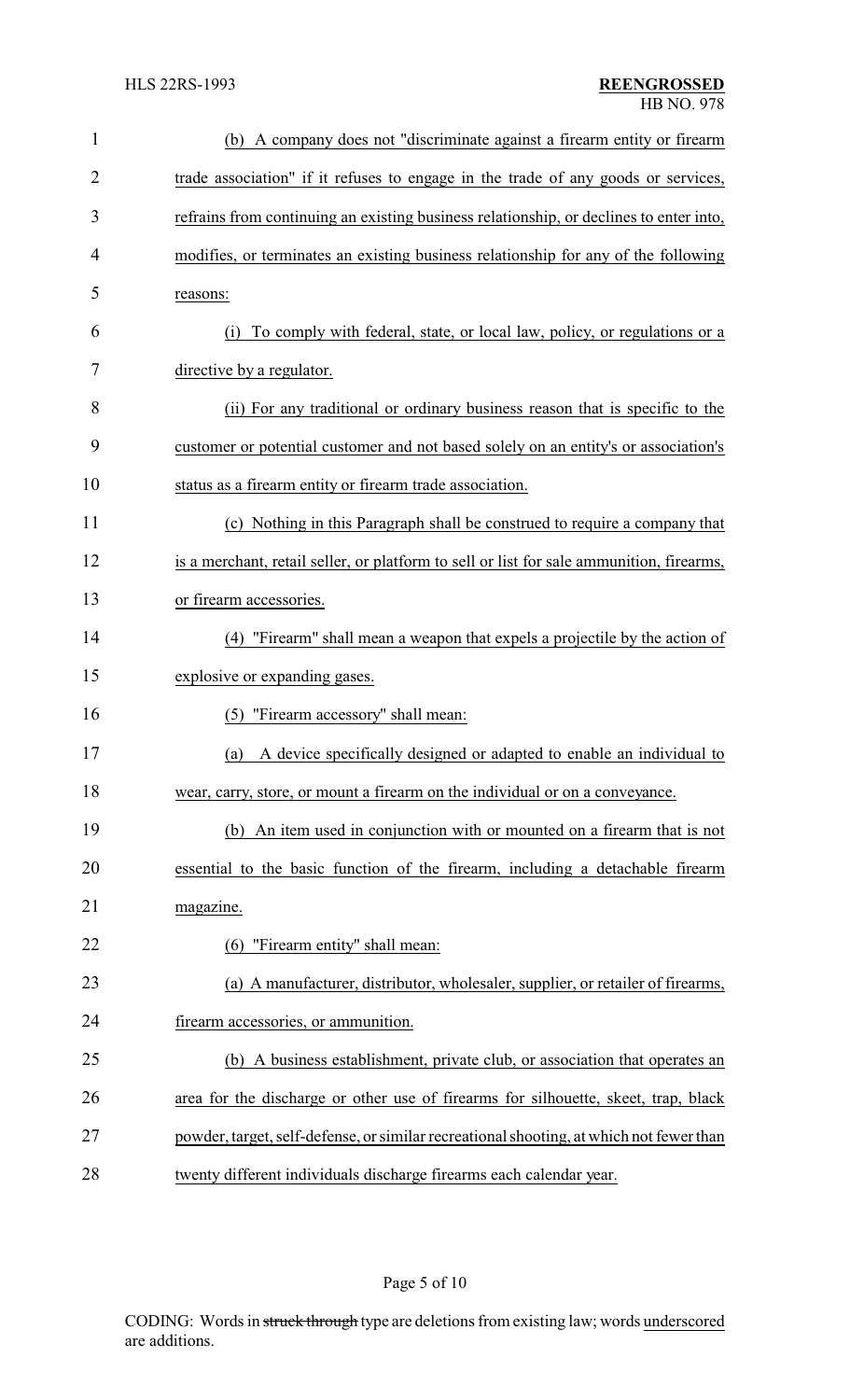(b) A company does not "discriminate against a firearm entity or firearm trade association" if it refuses to engage in the trade of any goods or services, refrains from continuing an existing business relationship, or declines to enter into, modifies, or terminates an existing business relationship for any of the following reasons:

(i) To comply with federal, state, or local law, policy, or regulations or a directive by a regulator.

(ii) For any traditional or ordinary business reason that is specific to the customer or potential customer and not based solely on an entity's or association's status as a firearm entity or firearm trade association.

(c) Nothing in this Paragraph shall be construed to require a company that is a merchant, retail seller, or platform to sell or list for sale ammunition, firearms, or firearm accessories.

(4) "Firearm" shall mean a weapon that expels a projectile by the action of explosive or expanding gases.

(5) "Firearm accessory" shall mean:

(a) A device specifically designed or adapted to enable an individual to wear, carry, store, or mount a firearm on the individual or on a conveyance.

(b) An item used in conjunction with or mounted on a firearm that is not essential to the basic function of the firearm, including a detachable firearm magazine.

(6) "Firearm entity" shall mean:

(a) A manufacturer, distributor, wholesaler, supplier, or retailer of firearms, firearm accessories, or ammunition.

(b) A business establishment, private club, or association that operates an area for the discharge or other use of firearms for silhouette, skeet, trap, black powder, target, self-defense, or similar recreational shooting, at which not fewer than twenty different individuals discharge firearms each calendar year.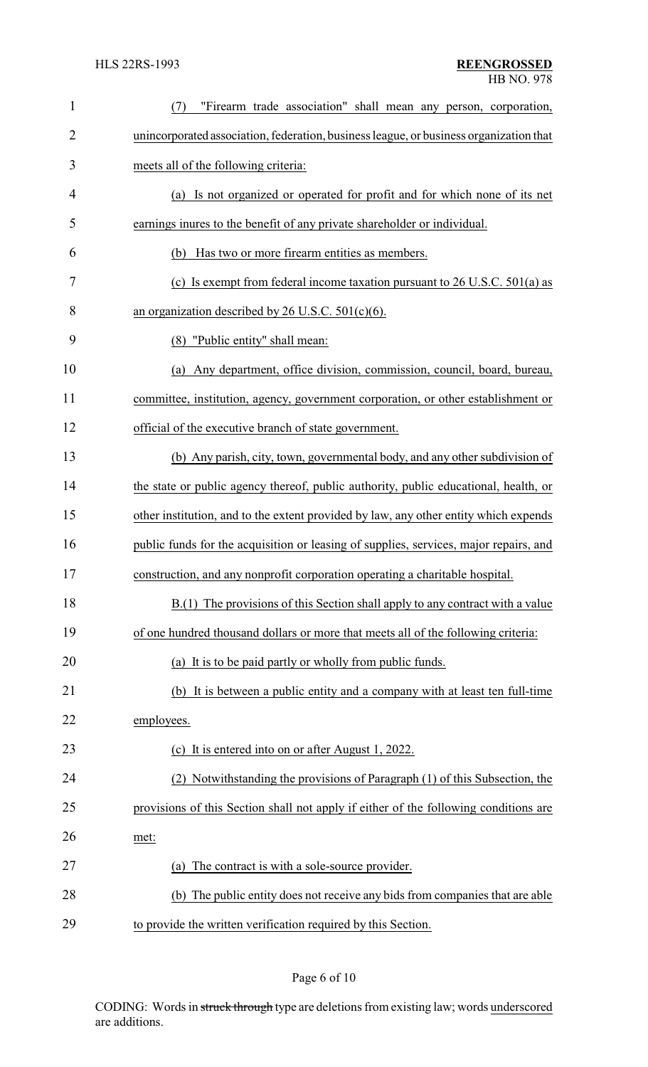(7) "Firearm trade association" shall mean any person, corporation, unincorporated association, federation, business league, or business organization that meets all of the following criteria:

(a) Is not organized or operated for profit and for which none of its net earnings inures to the benefit of any private shareholder or individual.

(b) Has two or more firearm entities as members.

(c) Is exempt from federal income taxation pursuant to 26 U.S.C. 501(a) as an organization described by 26 U.S.C. 501(c)(6).

(8) "Public entity" shall mean:

(a) Any department, office division, commission, council, board, bureau, committee, institution, agency, government corporation, or other establishment or official of the executive branch of state government.

(b) Any parish, city, town, governmental body, and any other subdivision of the state or public agency thereof, public authority, public educational, health, or other institution, and to the extent provided by law, any other entity which expends public funds for the acquisition or leasing of supplies, services, major repairs, and construction, and any nonprofit corporation operating a charitable hospital.

B.(1) The provisions of this Section shall apply to any contract with a value of one hundred thousand dollars or more that meets all of the following criteria:

(a) It is to be paid partly or wholly from public funds.

(b) It is between a public entity and a company with at least ten full-time employees.

(c) It is entered into on or after August 1, 2022.

(2) Notwithstanding the provisions of Paragraph (1) of this Subsection, the provisions of this Section shall not apply if either of the following conditions are met:

(a) The contract is with a sole-source provider.

(b) The public entity does not receive any bids from companies that are able to provide the written verification required by this Section.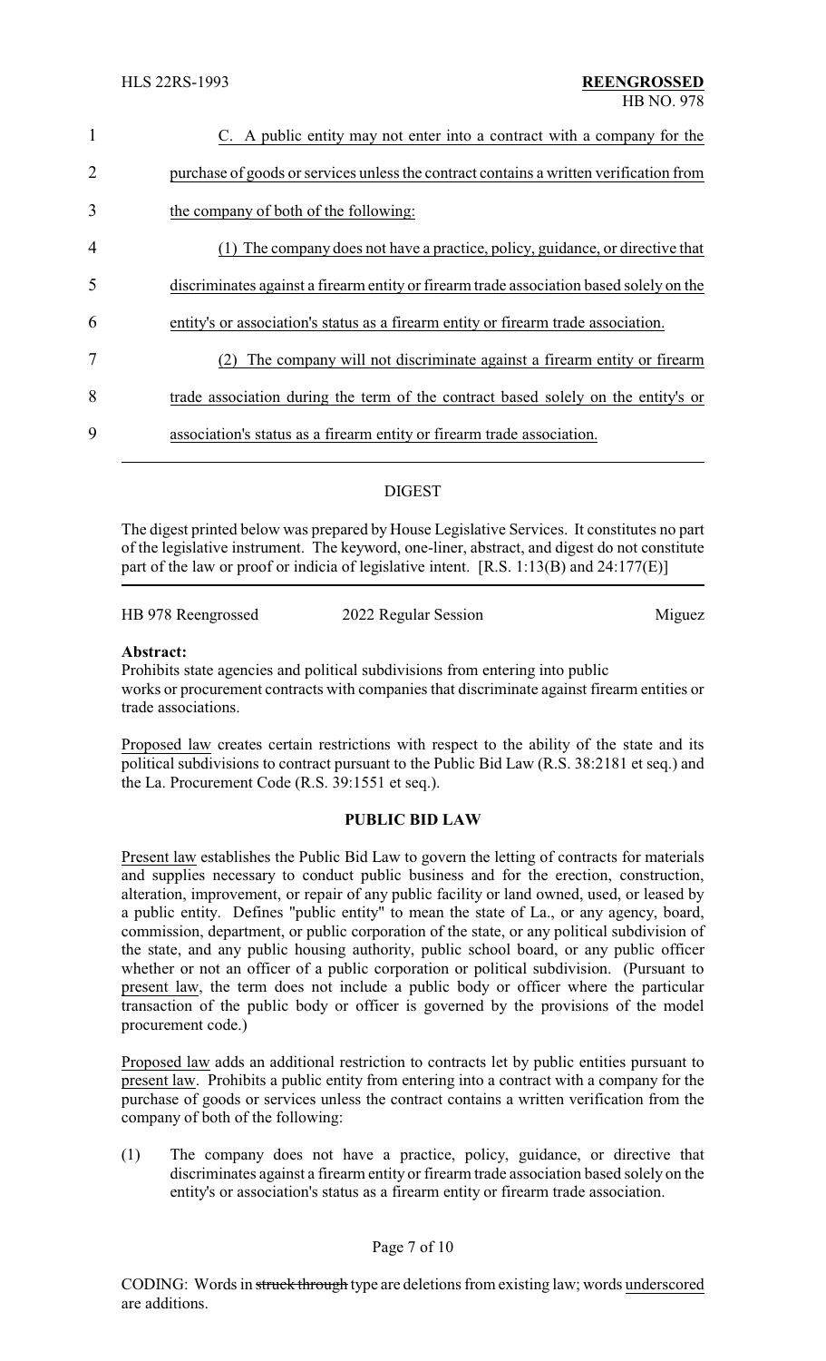C. A public entity may not enter into a contract with a company for the purchase of goods or services unless the contract contains a written verification from the company of both of the following:

(1) The company does not have a practice, policy, guidance, or directive that discriminates against a firearm entity or firearm trade association based solely on the entity's or association's status as a firearm entity or firearm trade association.

(2) The company will not discriminate against a firearm entity or firearm trade association during the term of the contract based solely on the entity's or association's status as a firearm entity or firearm trade association.

---

## DIGEST

The digest printed below was prepared by House Legislative Services. It constitutes no part of the legislative instrument. The keyword, one-liner, abstract, and digest do not constitute part of the law or proof or indicia of legislative intent. [R.S. 1:13(B) and 24:177(E)]

HB 978 Reengrossed | 2022 Regular Session | Miguez

**Abstract:**
Prohibits state agencies and political subdivisions from entering into public works or procurement contracts with companies that discriminate against firearm entities or trade associations.

Proposed law creates certain restrictions with respect to the ability of the state and its political subdivisions to contract pursuant to the Public Bid Law (R.S. 38:2181 et seq.) and the La. Procurement Code (R.S. 39:1551 et seq.).

### PUBLIC BID LAW

Present law establishes the Public Bid Law to govern the letting of contracts for materials and supplies necessary to conduct public business and for the erection, construction, alteration, improvement, or repair of any public facility or land owned, used, or leased by a public entity. Defines "public entity" to mean the state of La., or any agency, board, commission, department, or public corporation of the state, or any political subdivision of the state, and any public housing authority, public school board, or any public officer whether or not an officer of a public corporation or political subdivision. (Pursuant to present law, the term does not include a public body or officer where the particular transaction of the public body or officer is governed by the provisions of the model procurement code.)

Proposed law adds an additional restriction to contracts let by public entities pursuant to present law. Prohibits a public entity from entering into a contract with a company for the purchase of goods or services unless the contract contains a written verification from the company of both of the following:

(1) The company does not have a practice, policy, guidance, or directive that discriminates against a firearm entity or firearm trade association based solely on the entity's or association's status as a firearm entity or firearm trade association.

CODING: Words in ~~struck through~~ type are deletions from existing law; words underscored are additions.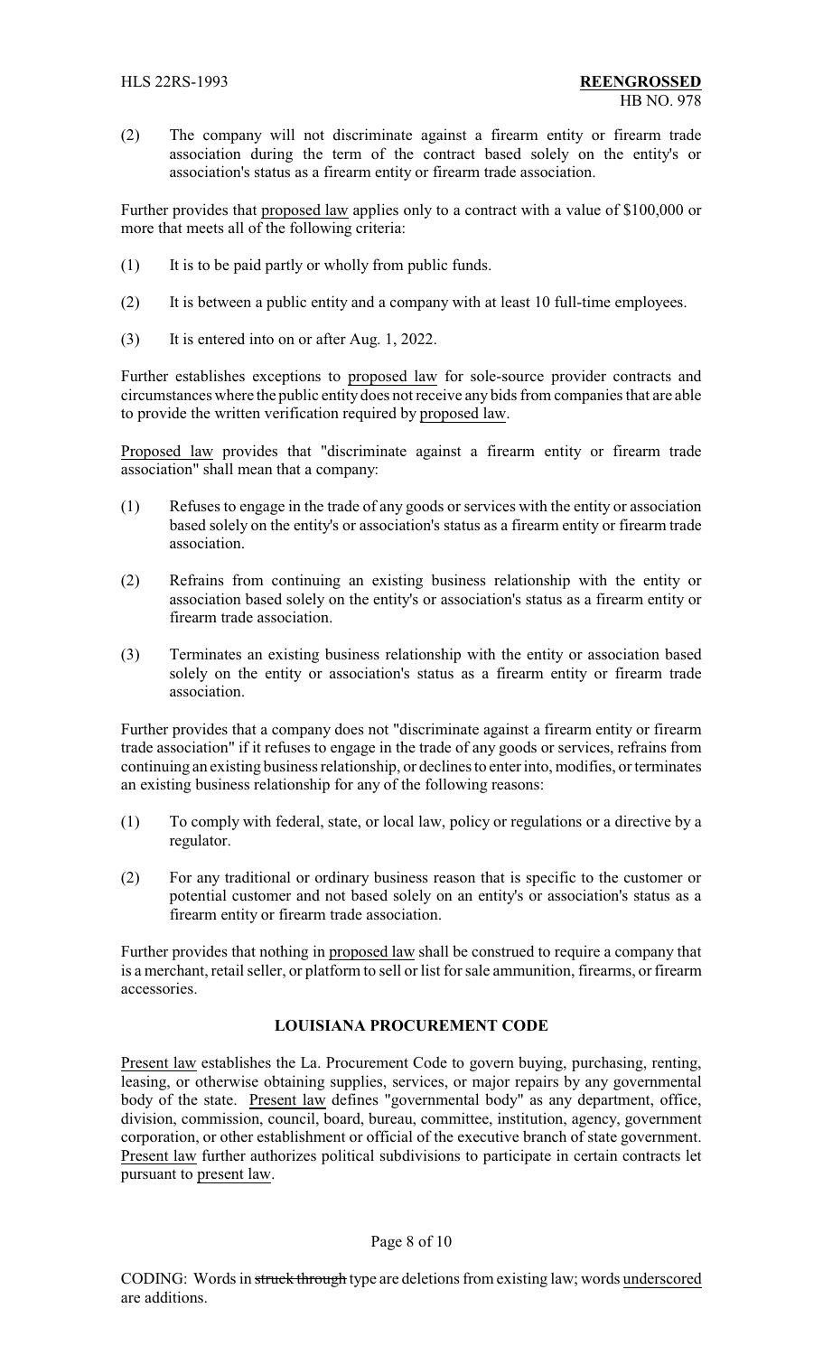(2) The company will not discriminate against a firearm entity or firearm trade association during the term of the contract based solely on the entity's or association's status as a firearm entity or firearm trade association.

Further provides that proposed law applies only to a contract with a value of $100,000 or more that meets all of the following criteria:

(1) It is to be paid partly or wholly from public funds.

(2) It is between a public entity and a company with at least 10 full-time employees.

(3) It is entered into on or after Aug. 1, 2022.

Further establishes exceptions to proposed law for sole-source provider contracts and circumstances where the public entity does not receive any bids from companies that are able to provide the written verification required by proposed law.

Proposed law provides that "discriminate against a firearm entity or firearm trade association" shall mean that a company:

(1) Refuses to engage in the trade of any goods or services with the entity or association based solely on the entity's or association's status as a firearm entity or firearm trade association.

(2) Refrains from continuing an existing business relationship with the entity or association based solely on the entity's or association's status as a firearm entity or firearm trade association.

(3) Terminates an existing business relationship with the entity or association based solely on the entity or association's status as a firearm entity or firearm trade association.

Further provides that a company does not "discriminate against a firearm entity or firearm trade association" if it refuses to engage in the trade of any goods or services, refrains from continuing an existing business relationship, or declines to enter into, modifies, or terminates an existing business relationship for any of the following reasons:

(1) To comply with federal, state, or local law, policy or regulations or a directive by a regulator.

(2) For any traditional or ordinary business reason that is specific to the customer or potential customer and not based solely on an entity's or association's status as a firearm entity or firearm trade association.

Further provides that nothing in proposed law shall be construed to require a company that is a merchant, retail seller, or platform to sell or list for sale ammunition, firearms, or firearm accessories.

## LOUISIANA PROCUREMENT CODE

Present law establishes the La. Procurement Code to govern buying, purchasing, renting, leasing, or otherwise obtaining supplies, services, or major repairs by any governmental body of the state. Present law defines "governmental body" as any department, office, division, commission, council, board, bureau, committee, institution, agency, government corporation, or other establishment or official of the executive branch of state government. Present law further authorizes political subdivisions to participate in certain contracts let pursuant to present law.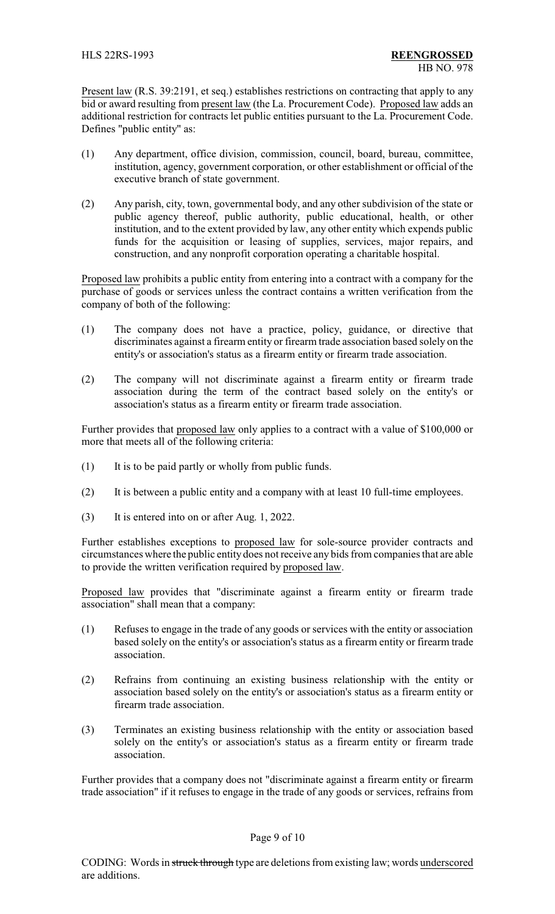Present law (R.S. 39:2191, et seq.) establishes restrictions on contracting that apply to any bid or award resulting from present law (the La. Procurement Code). Proposed law adds an additional restriction for contracts let public entities pursuant to the La. Procurement Code. Defines "public entity" as:

(1) Any department, office division, commission, council, board, bureau, committee, institution, agency, government corporation, or other establishment or official of the executive branch of state government.

(2) Any parish, city, town, governmental body, and any other subdivision of the state or public agency thereof, public authority, public educational, health, or other institution, and to the extent provided by law, any other entity which expends public funds for the acquisition or leasing of supplies, services, major repairs, and construction, and any nonprofit corporation operating a charitable hospital.

Proposed law prohibits a public entity from entering into a contract with a company for the purchase of goods or services unless the contract contains a written verification from the company of both of the following:

(1) The company does not have a practice, policy, guidance, or directive that discriminates against a firearm entity or firearm trade association based solely on the entity's or association's status as a firearm entity or firearm trade association.

(2) The company will not discriminate against a firearm entity or firearm trade association during the term of the contract based solely on the entity's or association's status as a firearm entity or firearm trade association.

Further provides that proposed law only applies to a contract with a value of $100,000 or more that meets all of the following criteria:

(1) It is to be paid partly or wholly from public funds.

(2) It is between a public entity and a company with at least 10 full-time employees.

(3) It is entered into on or after Aug. 1, 2022.

Further establishes exceptions to proposed law for sole-source provider contracts and circumstances where the public entity does not receive any bids from companies that are able to provide the written verification required by proposed law.

Proposed law provides that "discriminate against a firearm entity or firearm trade association" shall mean that a company:

(1) Refuses to engage in the trade of any goods or services with the entity or association based solely on the entity's or association's status as a firearm entity or firearm trade association.

(2) Refrains from continuing an existing business relationship with the entity or association based solely on the entity's or association's status as a firearm entity or firearm trade association.

(3) Terminates an existing business relationship with the entity or association based solely on the entity's or association's status as a firearm entity or firearm trade association.

Further provides that a company does not "discriminate against a firearm entity or firearm trade association" if it refuses to engage in the trade of any goods or services, refrains from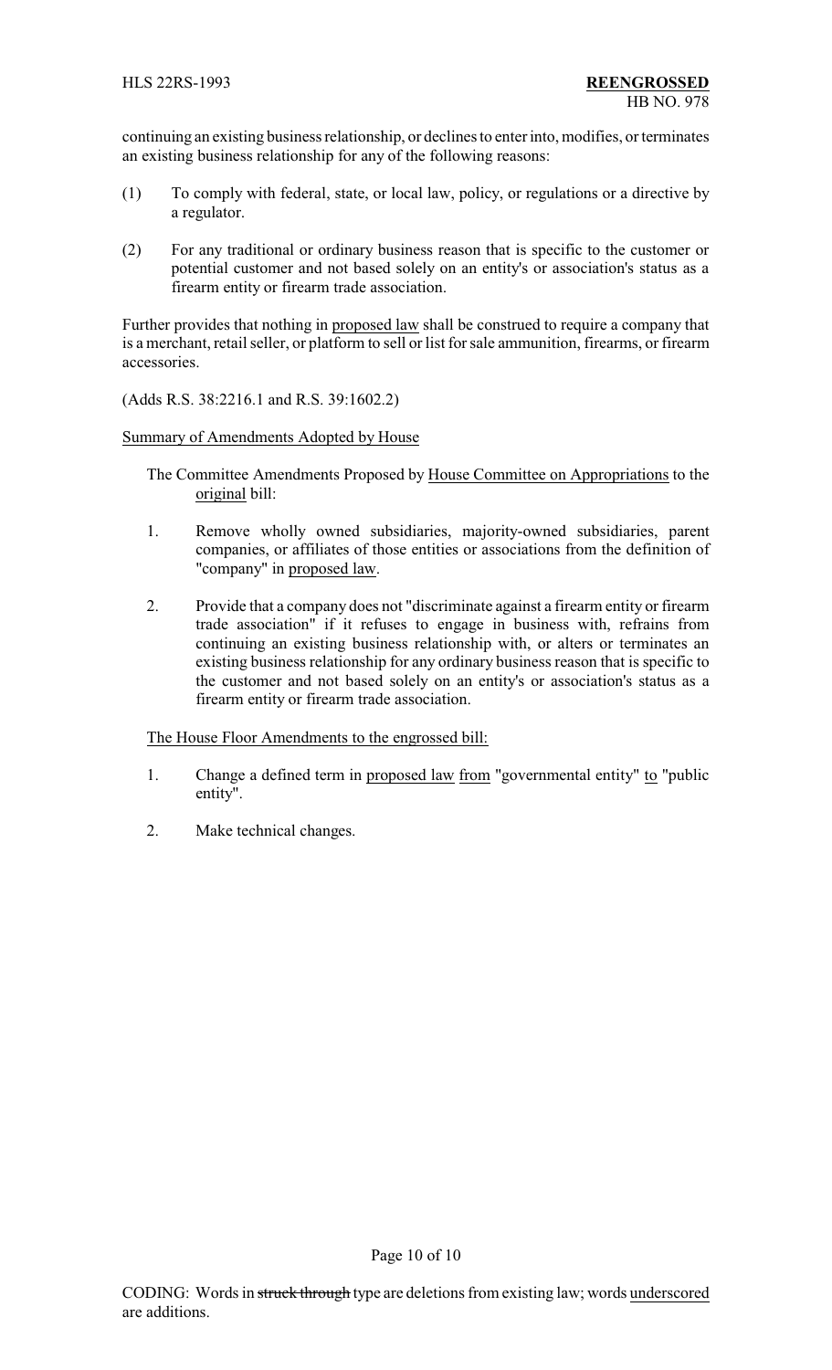continuing an existing business relationship, or declines to enter into, modifies, or terminates an existing business relationship for any of the following reasons:

(1) To comply with federal, state, or local law, policy, or regulations or a directive by a regulator.

(2) For any traditional or ordinary business reason that is specific to the customer or potential customer and not based solely on an entity's or association's status as a firearm entity or firearm trade association.

Further provides that nothing in proposed law shall be construed to require a company that is a merchant, retail seller, or platform to sell or list for sale ammunition, firearms, or firearm accessories.

(Adds R.S. 38:2216.1 and R.S. 39:1602.2)

Summary of Amendments Adopted by House

The Committee Amendments Proposed by House Committee on Appropriations to the original bill:

1. Remove wholly owned subsidiaries, majority-owned subsidiaries, parent companies, or affiliates of those entities or associations from the definition of "company" in proposed law.

2. Provide that a company does not "discriminate against a firearm entity or firearm trade association" if it refuses to engage in business with, refrains from continuing an existing business relationship with, or alters or terminates an existing business relationship for any ordinary business reason that is specific to the customer and not based solely on an entity's or association's status as a firearm entity or firearm trade association.

The House Floor Amendments to the engrossed bill:

1. Change a defined term in proposed law from "governmental entity" to "public entity".

2. Make technical changes.

CODING: Words in ~~struck through~~ type are deletions from existing law; words underscored are additions.